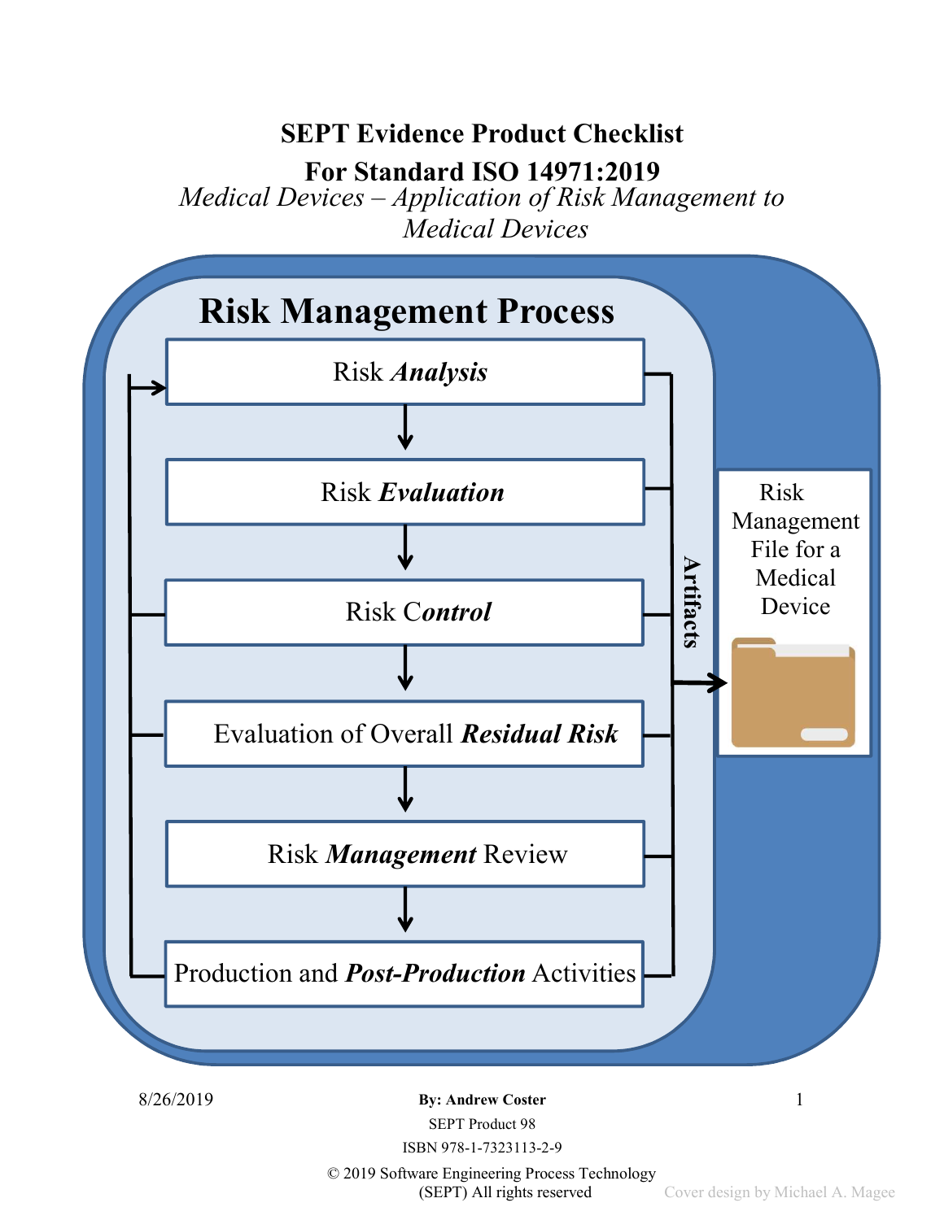# SEPT Evidence Product Checklist
# For Standard ISO 14971:2019

*Medical Devices – Application of Risk Management to Medical Devices*

## Risk Management Process

- Risk ***Analysis***
- Risk ***Evaluation***
- Risk ***Control***
- Evaluation of Overall ***Residual Risk***
- Risk ***Management*** Review
- Production and ***Post-Production*** Activities

**Artifacts**

Risk Management File for a Medical Device

8/26/2019

**By: Andrew Coster**

SEPT Product 98

ISBN 978-1-7323113-2-9

© 2019 Software Engineering Process Technology (SEPT) All rights reserved

Cover design by Michael A. Magee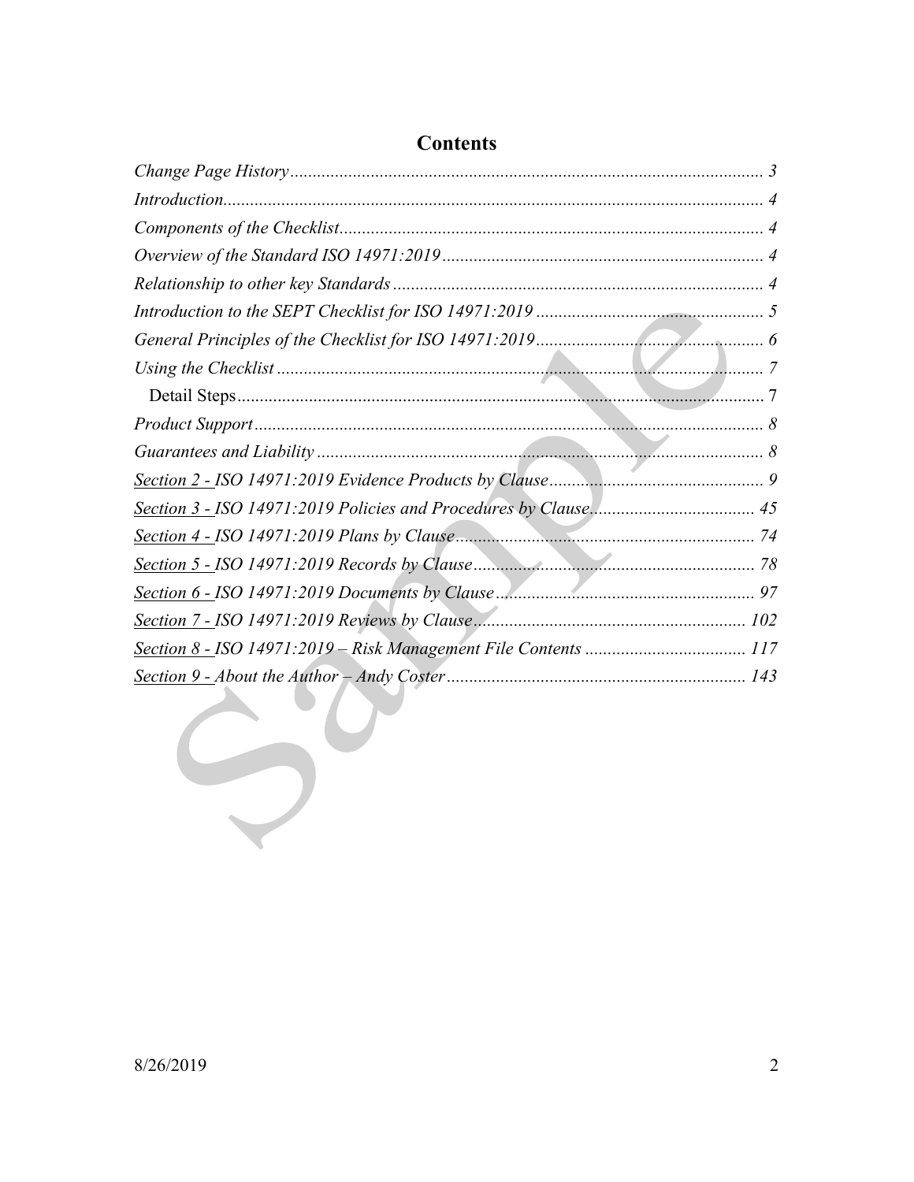# Contents

*Change Page History* ........................................................ 3
*Introduction* ........................................................ 4
*Components of the Checklist* ........................................................ 4
*Overview of the Standard ISO 14971:2019* ........................................................ 4
*Relationship to other key Standards* ........................................................ 4
*Introduction to the SEPT Checklist for ISO 14971:2019* ........................................................ 5
*General Principles of the Checklist for ISO 14971:2019* ........................................................ 6
*Using the Checklist* ........................................................ 7
  Detail Steps ........................................................ 7
*Product Support* ........................................................ 8
*Guarantees and Liability* ........................................................ 8
*Section 2 - ISO 14971:2019 Evidence Products by Clause* ........................................................ 9
*Section 3 - ISO 14971:2019 Policies and Procedures by Clause* ........................................................ 45
*Section 4 - ISO 14971:2019 Plans by Clause* ........................................................ 74
*Section 5 - ISO 14971:2019 Records by Clause* ........................................................ 78
*Section 6 - ISO 14971:2019 Documents by Clause* ........................................................ 97
*Section 7 - ISO 14971:2019 Reviews by Clause* ........................................................ 102
*Section 8 - ISO 14971:2019 – Risk Management File Contents* ........................................................ 117
*Section 9 - About the Author – Andy Coster* ........................................................ 143

8/26/2019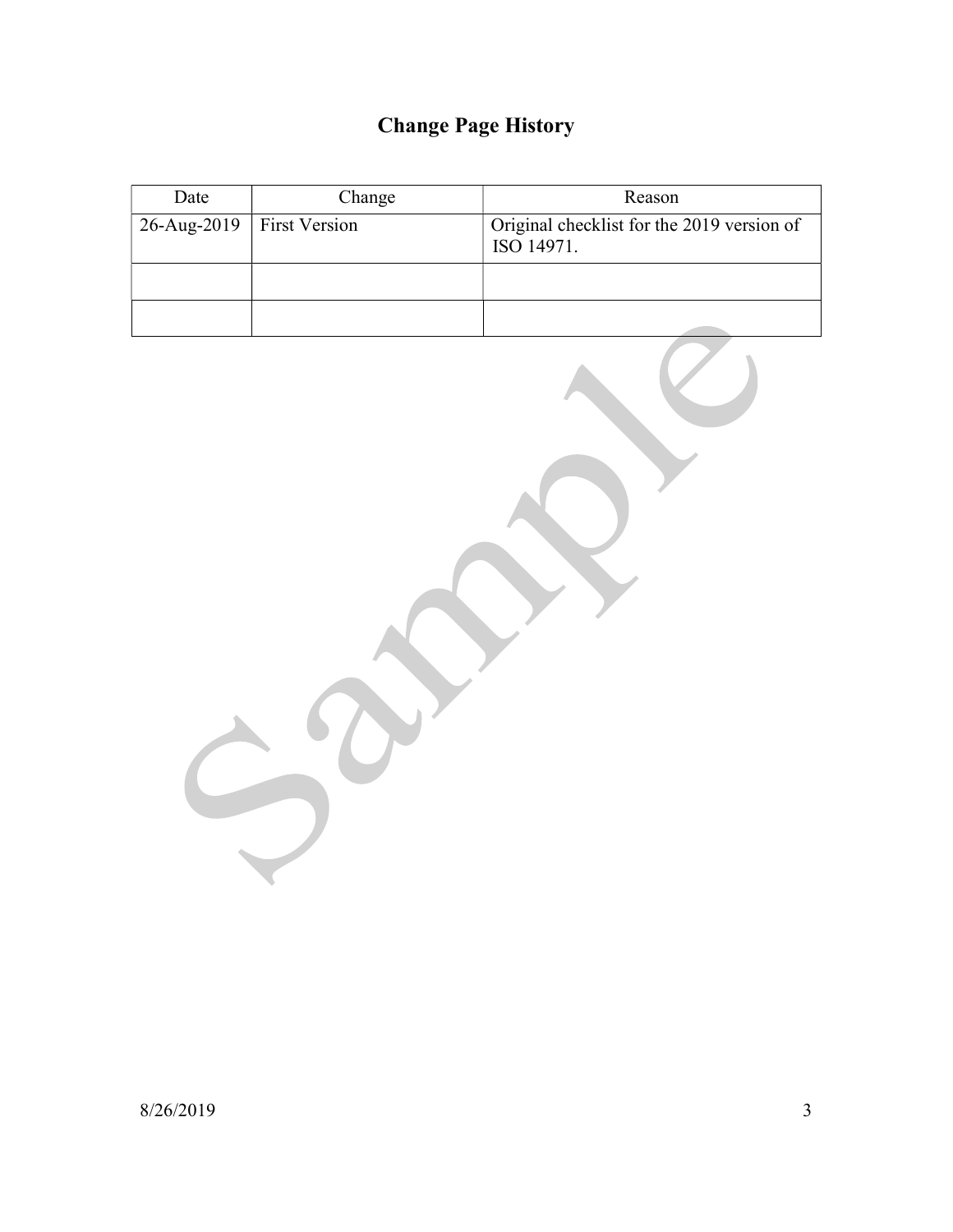# Change Page History

| Date | Change | Reason |
| --- | --- | --- |
| 26-Aug-2019 | First Version | Original checklist for the 2019 version of ISO 14971. |
| | | |
| | | |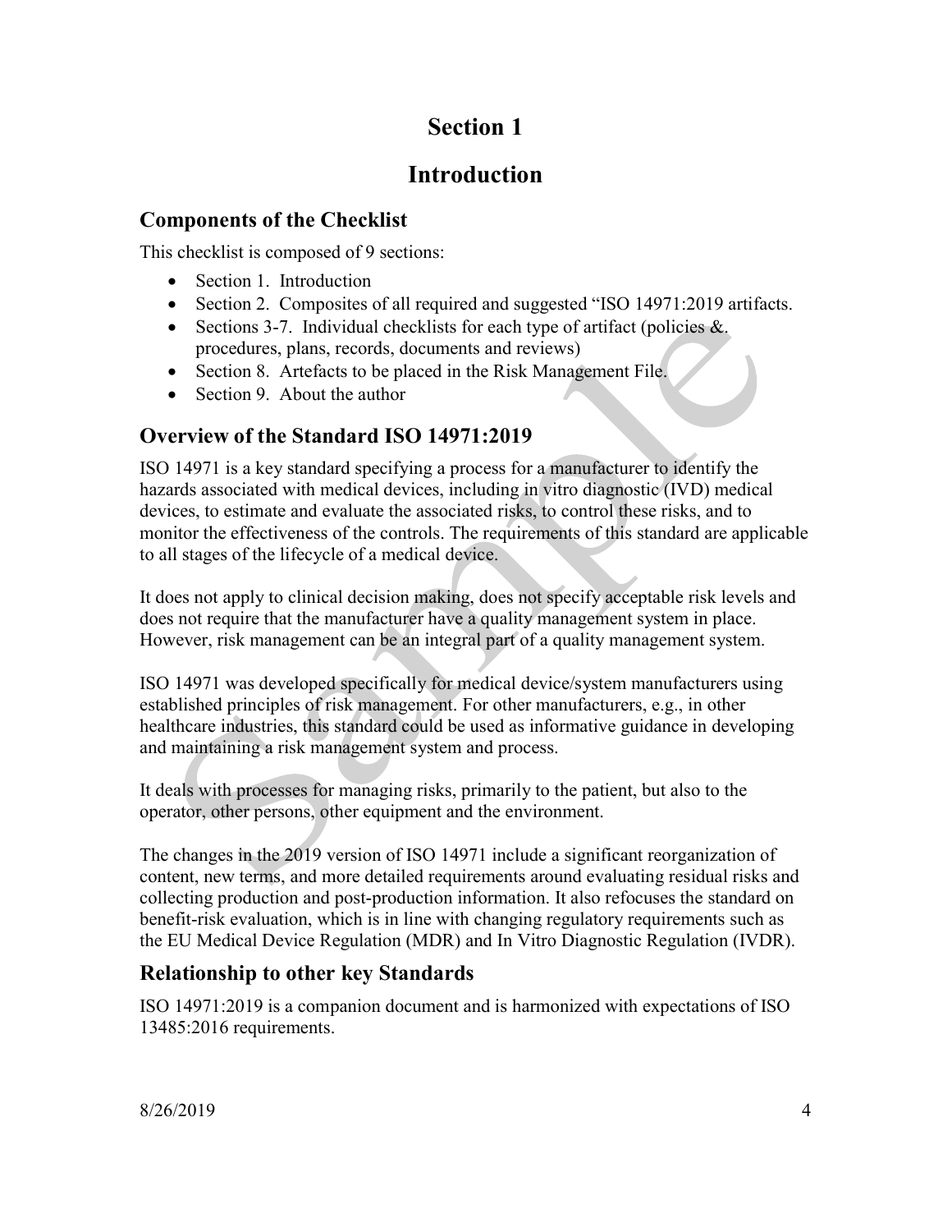# Section 1

# Introduction

## Components of the Checklist

This checklist is composed of 9 sections:

- Section 1. Introduction
- Section 2. Composites of all required and suggested "ISO 14971:2019 artifacts.
- Sections 3-7. Individual checklists for each type of artifact (policies &. procedures, plans, records, documents and reviews)
- Section 8. Artefacts to be placed in the Risk Management File.
- Section 9. About the author

## Overview of the Standard ISO 14971:2019

ISO 14971 is a key standard specifying a process for a manufacturer to identify the hazards associated with medical devices, including in vitro diagnostic (IVD) medical devices, to estimate and evaluate the associated risks, to control these risks, and to monitor the effectiveness of the controls. The requirements of this standard are applicable to all stages of the lifecycle of a medical device.

It does not apply to clinical decision making, does not specify acceptable risk levels and does not require that the manufacturer have a quality management system in place. However, risk management can be an integral part of a quality management system.

ISO 14971 was developed specifically for medical device/system manufacturers using established principles of risk management. For other manufacturers, e.g., in other healthcare industries, this standard could be used as informative guidance in developing and maintaining a risk management system and process.

It deals with processes for managing risks, primarily to the patient, but also to the operator, other persons, other equipment and the environment.

The changes in the 2019 version of ISO 14971 include a significant reorganization of content, new terms, and more detailed requirements around evaluating residual risks and collecting production and post-production information. It also refocuses the standard on benefit-risk evaluation, which is in line with changing regulatory requirements such as the EU Medical Device Regulation (MDR) and In Vitro Diagnostic Regulation (IVDR).

## Relationship to other key Standards

ISO 14971:2019 is a companion document and is harmonized with expectations of ISO 13485:2016 requirements.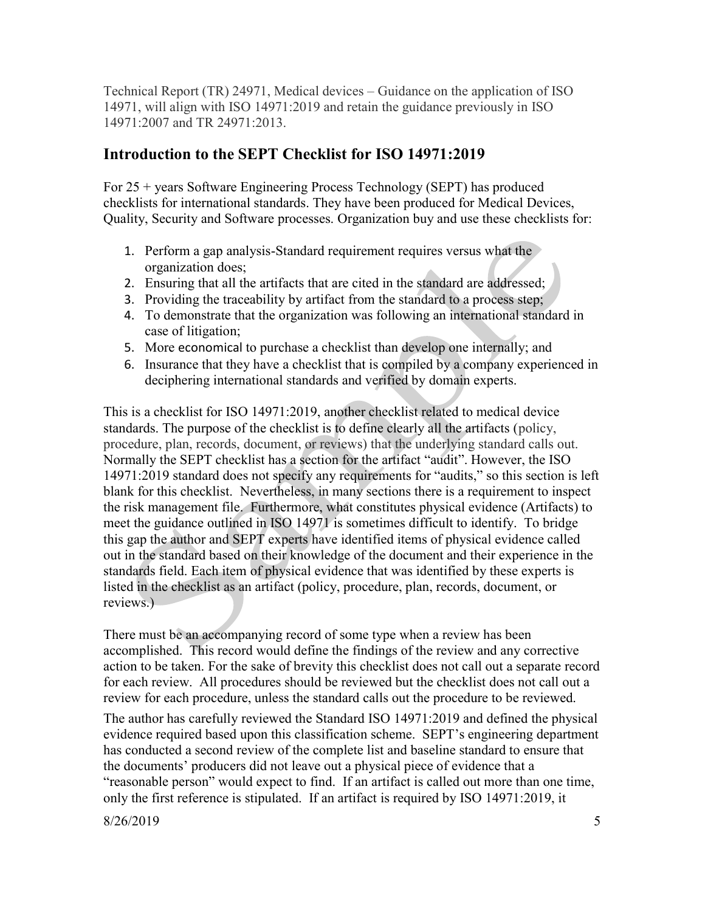Technical Report (TR) 24971, Medical devices – Guidance on the application of ISO 14971, will align with ISO 14971:2019 and retain the guidance previously in ISO 14971:2007 and TR 24971:2013.

## Introduction to the SEPT Checklist for ISO 14971:2019

For 25 + years Software Engineering Process Technology (SEPT) has produced checklists for international standards. They have been produced for Medical Devices, Quality, Security and Software processes. Organization buy and use these checklists for:

1. Perform a gap analysis-Standard requirement requires versus what the organization does;
2. Ensuring that all the artifacts that are cited in the standard are addressed;
3. Providing the traceability by artifact from the standard to a process step;
4. To demonstrate that the organization was following an international standard in case of litigation;
5. More economical to purchase a checklist than develop one internally; and
6. Insurance that they have a checklist that is compiled by a company experienced in deciphering international standards and verified by domain experts.

This is a checklist for ISO 14971:2019, another checklist related to medical device standards. The purpose of the checklist is to define clearly all the artifacts (policy, procedure, plan, records, document, or reviews) that the underlying standard calls out. Normally the SEPT checklist has a section for the artifact "audit". However, the ISO 14971:2019 standard does not specify any requirements for "audits," so this section is left blank for this checklist. Nevertheless, in many sections there is a requirement to inspect the risk management file. Furthermore, what constitutes physical evidence (Artifacts) to meet the guidance outlined in ISO 14971 is sometimes difficult to identify. To bridge this gap the author and SEPT experts have identified items of physical evidence called out in the standard based on their knowledge of the document and their experience in the standards field. Each item of physical evidence that was identified by these experts is listed in the checklist as an artifact (policy, procedure, plan, records, document, or reviews.)

There must be an accompanying record of some type when a review has been accomplished. This record would define the findings of the review and any corrective action to be taken. For the sake of brevity this checklist does not call out a separate record for each review. All procedures should be reviewed but the checklist does not call out a review for each procedure, unless the standard calls out the procedure to be reviewed.

The author has carefully reviewed the Standard ISO 14971:2019 and defined the physical evidence required based upon this classification scheme. SEPT's engineering department has conducted a second review of the complete list and baseline standard to ensure that the documents' producers did not leave out a physical piece of evidence that a "reasonable person" would expect to find. If an artifact is called out more than one time, only the first reference is stipulated. If an artifact is required by ISO 14971:2019, it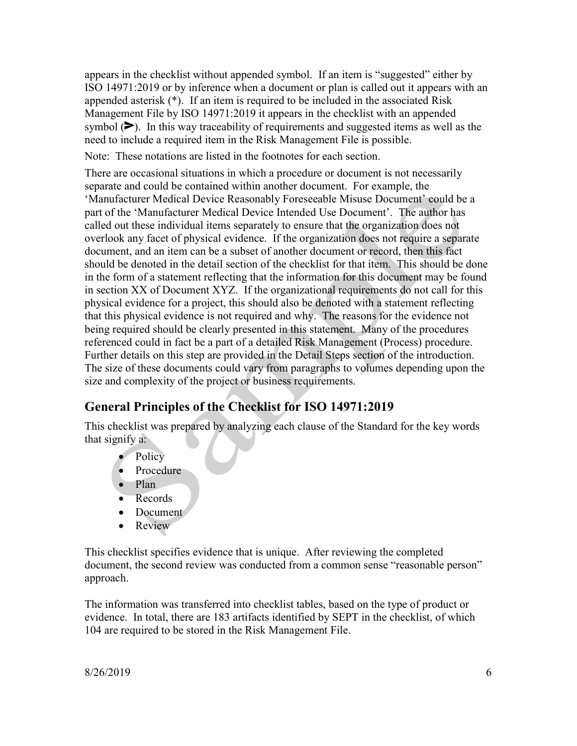appears in the checklist without appended symbol. If an item is "suggested" either by ISO 14971:2019 or by inference when a document or plan is called out it appears with an appended asterisk (*). If an item is required to be included in the associated Risk Management File by ISO 14971:2019 it appears in the checklist with an appended symbol (➢). In this way traceability of requirements and suggested items as well as the need to include a required item in the Risk Management File is possible.

Note: These notations are listed in the footnotes for each section.

There are occasional situations in which a procedure or document is not necessarily separate and could be contained within another document. For example, the 'Manufacturer Medical Device Reasonably Foreseeable Misuse Document' could be a part of the 'Manufacturer Medical Device Intended Use Document'. The author has called out these individual items separately to ensure that the organization does not overlook any facet of physical evidence. If the organization does not require a separate document, and an item can be a subset of another document or record, then this fact should be denoted in the detail section of the checklist for that item. This should be done in the form of a statement reflecting that the information for this document may be found in section XX of Document XYZ. If the organizational requirements do not call for this physical evidence for a project, this should also be denoted with a statement reflecting that this physical evidence is not required and why. The reasons for the evidence not being required should be clearly presented in this statement. Many of the procedures referenced could in fact be a part of a detailed Risk Management (Process) procedure. Further details on this step are provided in the Detail Steps section of the introduction. The size of these documents could vary from paragraphs to volumes depending upon the size and complexity of the project or business requirements.

## General Principles of the Checklist for ISO 14971:2019

This checklist was prepared by analyzing each clause of the Standard for the key words that signify a:

- Policy
- Procedure
- Plan
- Records
- Document
- Review

This checklist specifies evidence that is unique. After reviewing the completed document, the second review was conducted from a common sense "reasonable person" approach.

The information was transferred into checklist tables, based on the type of product or evidence. In total, there are 183 artifacts identified by SEPT in the checklist, of which 104 are required to be stored in the Risk Management File.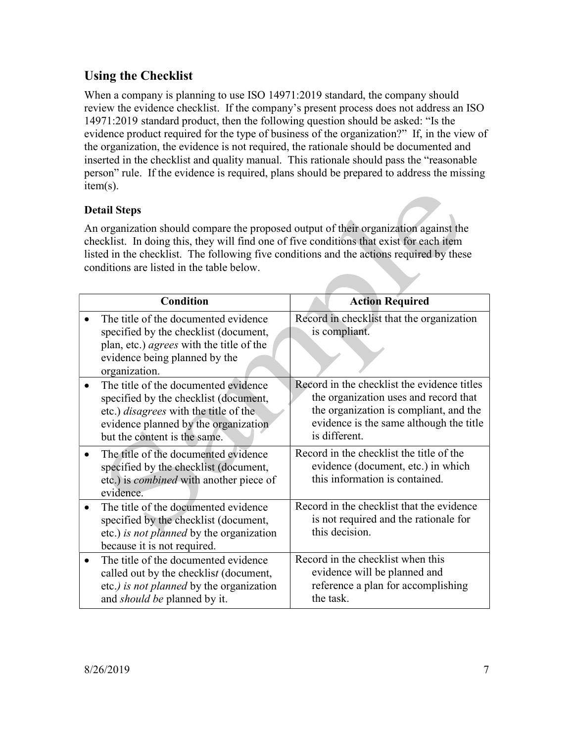## Using the Checklist

When a company is planning to use ISO 14971:2019 standard, the company should review the evidence checklist. If the company's present process does not address an ISO 14971:2019 standard product, then the following question should be asked: "Is the evidence product required for the type of business of the organization?" If, in the view of the organization, the evidence is not required, the rationale should be documented and inserted in the checklist and quality manual. This rationale should pass the "reasonable person" rule. If the evidence is required, plans should be prepared to address the missing item(s).

### Detail Steps

An organization should compare the proposed output of their organization against the checklist. In doing this, they will find one of five conditions that exist for each item listed in the checklist. The following five conditions and the actions required by these conditions are listed in the table below.

| Condition | Action Required |
|---|---|
| • The title of the documented evidence specified by the checklist (document, plan, etc.) *agrees* with the title of the evidence being planned by the organization. | Record in checklist that the organization is compliant. |
| • The title of the documented evidence specified by the checklist (document, etc.) *disagrees* with the title of the evidence planned by the organization but the content is the same. | Record in the checklist the evidence titles the organization uses and record that the organization is compliant, and the evidence is the same although the title is different. |
| • The title of the documented evidence specified by the checklist (document, etc.) is *combined* with another piece of evidence. | Record in the checklist the title of the evidence (document, etc.) in which this information is contained. |
| • The title of the documented evidence specified by the checklist (document, etc.) *is not planned* by the organization because it is not required. | Record in the checklist that the evidence is not required and the rationale for this decision. |
| • The title of the documented evidence called out by the checklist (document, etc.) *is not planned* by the organization and *should be* planned by it. | Record in the checklist when this evidence will be planned and reference a plan for accomplishing the task. |

8/26/2019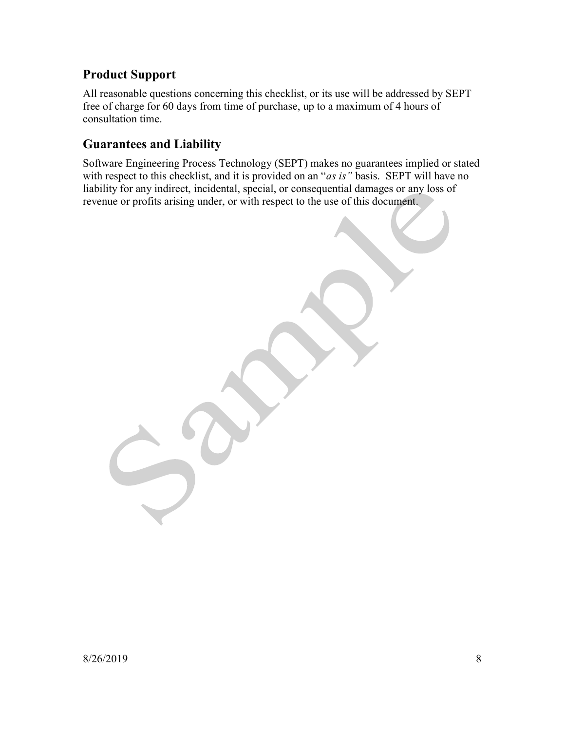## Product Support

All reasonable questions concerning this checklist, or its use will be addressed by SEPT free of charge for 60 days from time of purchase, up to a maximum of 4 hours of consultation time.

## Guarantees and Liability

Software Engineering Process Technology (SEPT) makes no guarantees implied or stated with respect to this checklist, and it is provided on an "*as is"* basis. SEPT will have no liability for any indirect, incidental, special, or consequential damages or any loss of revenue or profits arising under, or with respect to the use of this document.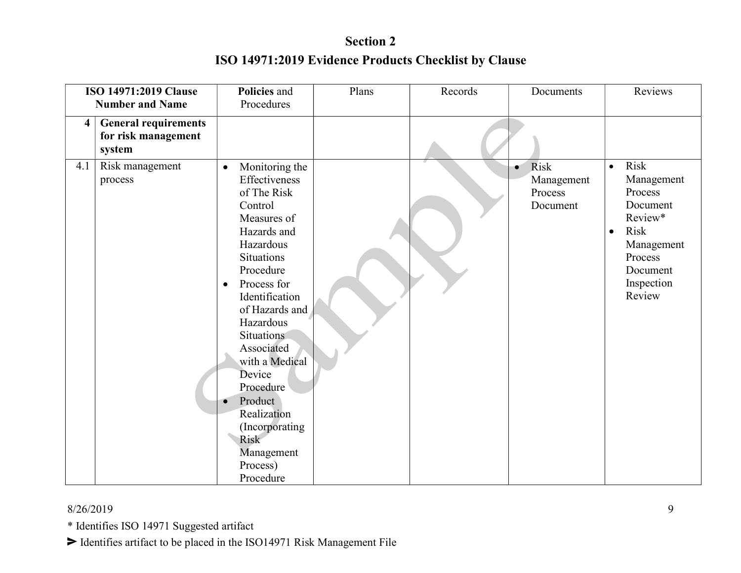# Section 2

# ISO 14971:2019 Evidence Products Checklist by Clause

| ISO 14971:2019 Clause Number and Name | | Policies and Procedures | Plans | Records | Documents | Reviews |
|---|---|---|---|---|---|---|
| **4** | **General requirements for risk management system** | | | | | |
| 4.1 | Risk management process | • Monitoring the Effectiveness of The Risk Control Measures of Hazards and Hazardous Situations Procedure<br>• Process for Identification of Hazards and Hazardous Situations Associated with a Medical Device Procedure<br>• Product Realization (Incorporating Risk Management Process) Procedure | | | • Risk Management Process Document | • Risk Management Process Document Review*<br>• Risk Management Process Document Inspection Review |

8/26/2019

\* Identifies ISO 14971 Suggested artifact

➢ Identifies artifact to be placed in the ISO14971 Risk Management File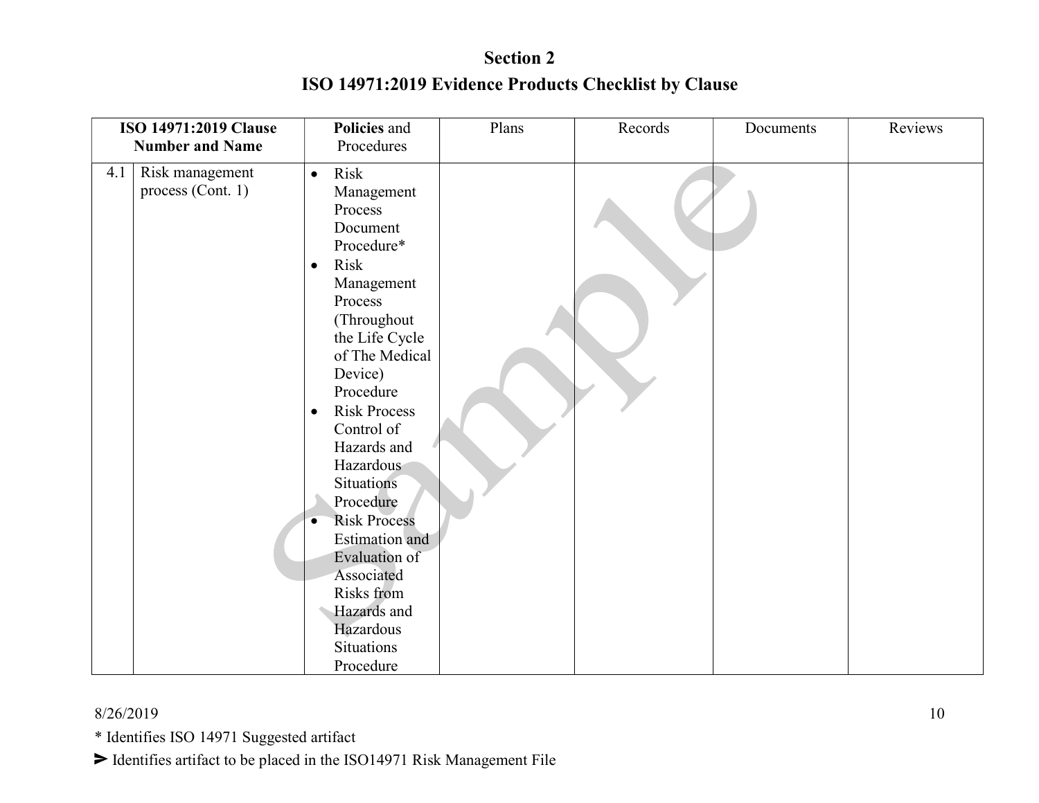# Section 2

## ISO 14971:2019 Evidence Products Checklist by Clause

| ISO 14971:2019 Clause Number and Name | | Policies and Procedures | Plans | Records | Documents | Reviews |
|---|---|---|---|---|---|---|
| 4.1 | Risk management process (Cont. 1) | • Risk Management Process Document Procedure*<br>• Risk Management Process (Throughout the Life Cycle of The Medical Device) Procedure<br>• Risk Process Control of Hazards and Hazardous Situations Procedure<br>• Risk Process Estimation and Evaluation of Associated Risks from Hazards and Hazardous Situations Procedure | | | | |

8/26/2019

* Identifies ISO 14971 Suggested artifact

➢ Identifies artifact to be placed in the ISO14971 Risk Management File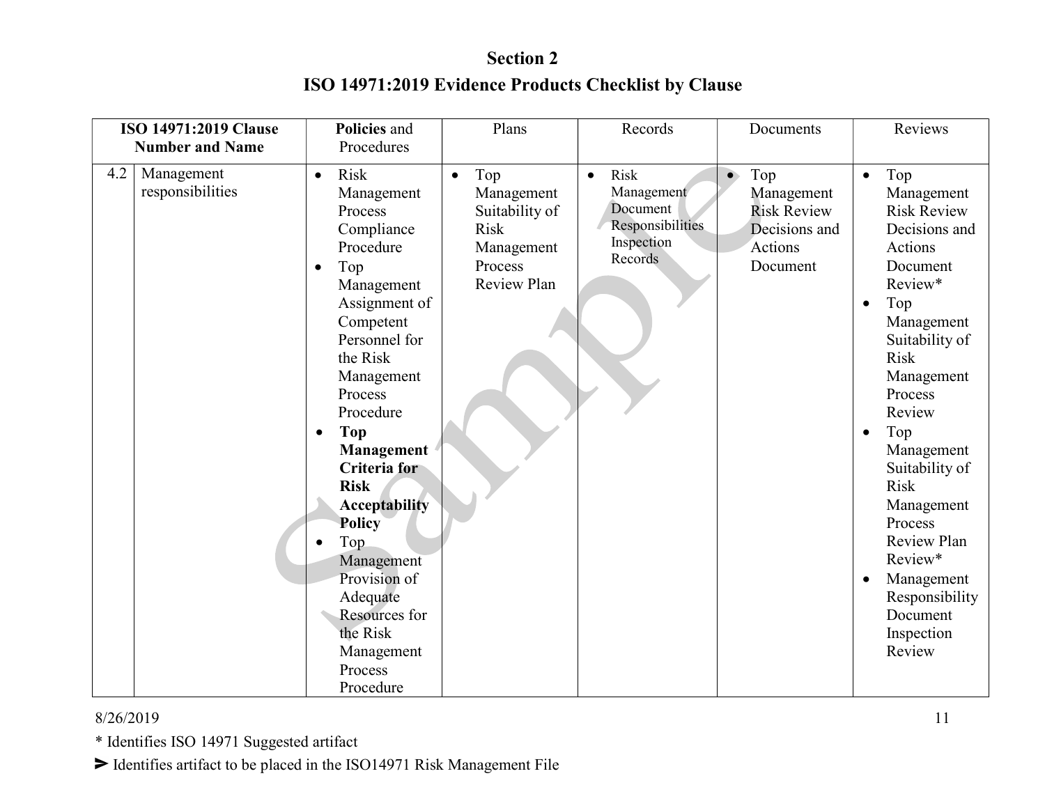# Section 2

## ISO 14971:2019 Evidence Products Checklist by Clause

| ISO 14971:2019 Clause Number and Name | | **Policies** and Procedures | Plans | Records | Documents | Reviews |
|---|---|---|---|---|---|---|
| 4.2 | Management responsibilities | • Risk Management Process Compliance Procedure<br>• Top Management Assignment of Competent Personnel for the Risk Management Process Procedure<br>• **Top Management Criteria for Risk Acceptability Policy**<br>• Top Management Provision of Adequate Resources for the Risk Management Process Procedure | • Top Management Suitability of Risk Management Process Review Plan | • Risk Management Document Responsibilities Inspection Records | • Top Management Risk Review Decisions and Actions Document | • Top Management Risk Review Decisions and Actions Document Review*<br>• Top Management Suitability of Risk Management Process Review<br>• Top Management Suitability of Risk Management Process Review Plan Review*<br>• Management Responsibility Document Inspection Review |

8/26/2019

\* Identifies ISO 14971 Suggested artifact

➢ Identifies artifact to be placed in the ISO14971 Risk Management File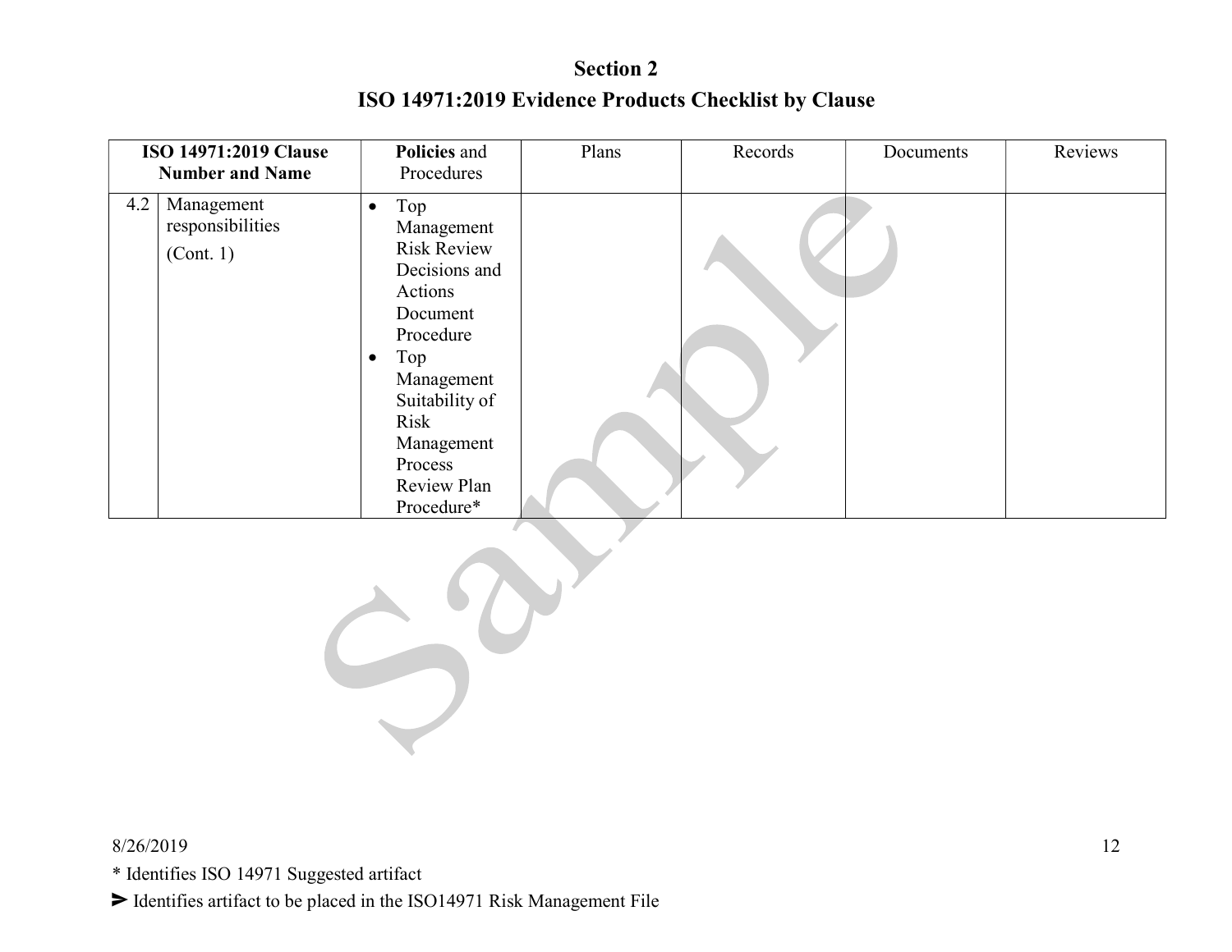## Section 2

## ISO 14971:2019 Evidence Products Checklist by Clause

| ISO 14971:2019 Clause Number and Name | | Policies and Procedures | Plans | Records | Documents | Reviews |
|---|---|---|---|---|---|---|
| 4.2 | Management responsibilities (Cont. 1) | • Top Management Risk Review Decisions and Actions Document Procedure<br>• Top Management Suitability of Risk Management Process Review Plan Procedure* | | | | |

8/26/2019

* Identifies ISO 14971 Suggested artifact

➢ Identifies artifact to be placed in the ISO14971 Risk Management File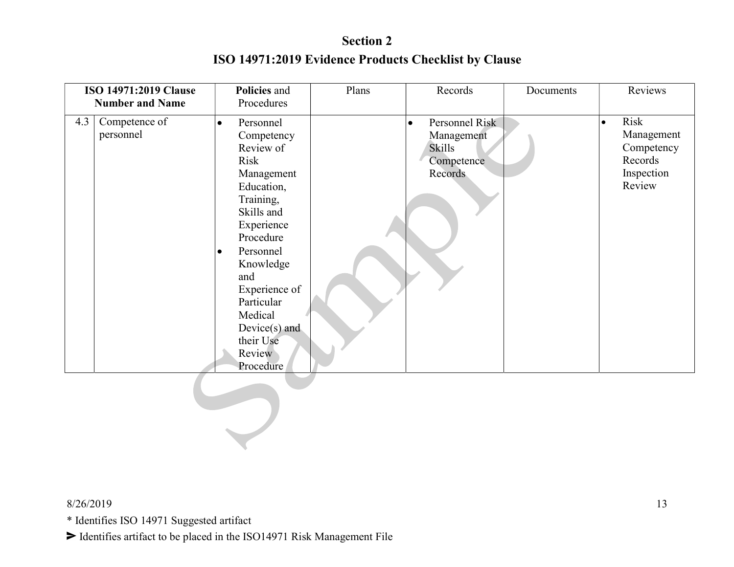## Section 2

## ISO 14971:2019 Evidence Products Checklist by Clause

| ISO 14971:2019 Clause Number and Name | | Policies and Procedures | Plans | Records | Documents | Reviews |
|---|---|---|---|---|---|---|
| 4.3 | Competence of personnel | • Personnel Competency Review of Risk Management Education, Training, Skills and Experience Procedure<br>• Personnel Knowledge and Experience of Particular Medical Device(s) and their Use Review Procedure | | • Personnel Risk Management Skills Competence Records | | • Risk Management Competency Records Inspection Review |

8/26/2019

* Identifies ISO 14971 Suggested artifact

➢ Identifies artifact to be placed in the ISO14971 Risk Management File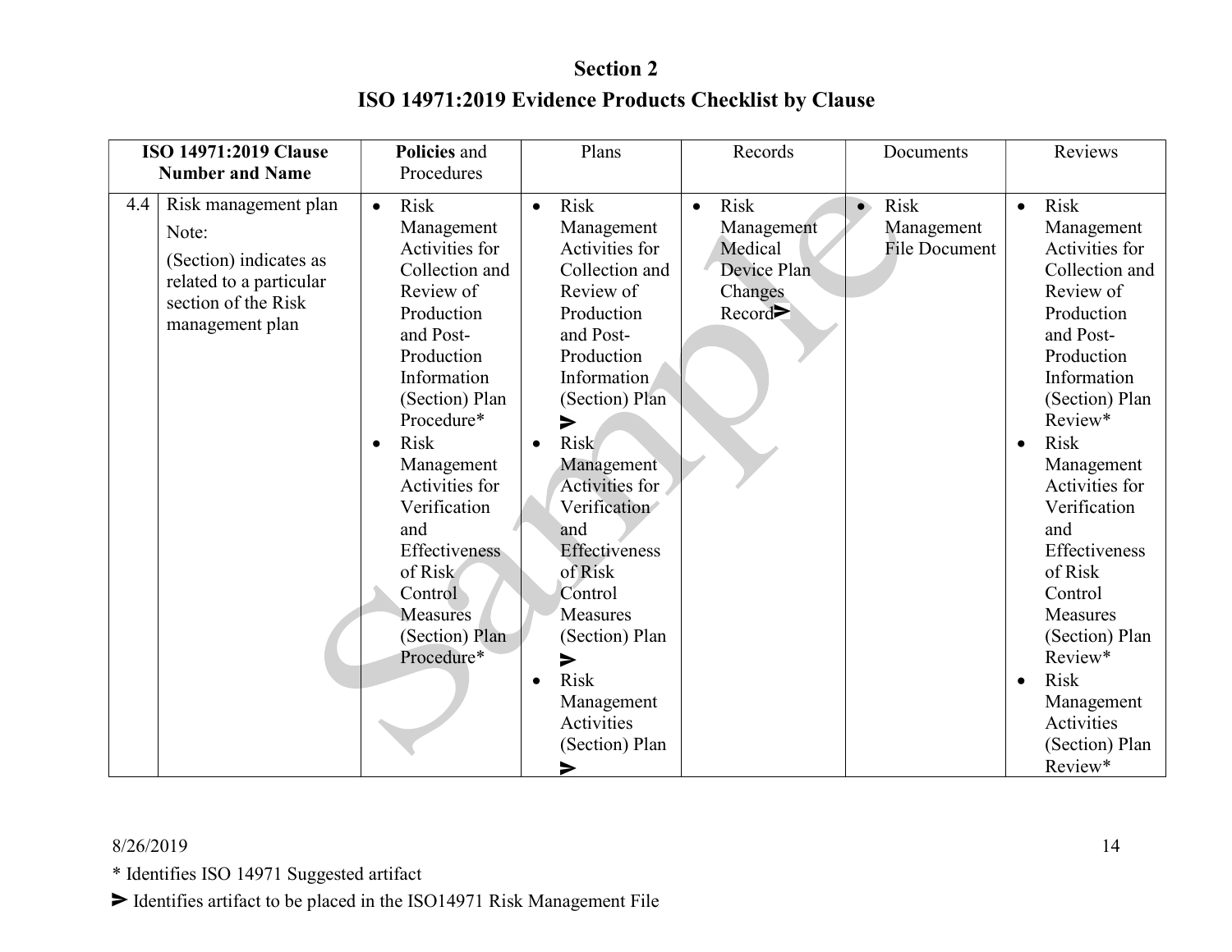## Section 2

## ISO 14971:2019 Evidence Products Checklist by Clause

| ISO 14971:2019 Clause Number and Name | | Policies and Procedures | Plans | Records | Documents | Reviews |
|---|---|---|---|---|---|---|
| 4.4 | Risk management plan<br>Note:<br>(Section) indicates as related to a particular section of the Risk management plan | • Risk Management Activities for Collection and Review of Production and Post-Production Information (Section) Plan Procedure*<br>• Risk Management Activities for Verification and Effectiveness of Risk Control Measures (Section) Plan Procedure* | • Risk Management Activities for Collection and Review of Production and Post-Production Information (Section) Plan ➢<br>• Risk Management Activities for Verification and Effectiveness of Risk Control Measures (Section) Plan ➢<br>• Risk Management Activities (Section) Plan ➢ | • Risk Management Medical Device Plan Changes Record➢ | • Risk Management File Document | • Risk Management Activities for Collection and Review of Production and Post-Production Information (Section) Plan Review*<br>• Risk Management Activities for Verification and Effectiveness of Risk Control Measures (Section) Plan Review*<br>• Risk Management Activities (Section) Plan Review* |

8/26/2019

* Identifies ISO 14971 Suggested artifact

➢ Identifies artifact to be placed in the ISO14971 Risk Management File